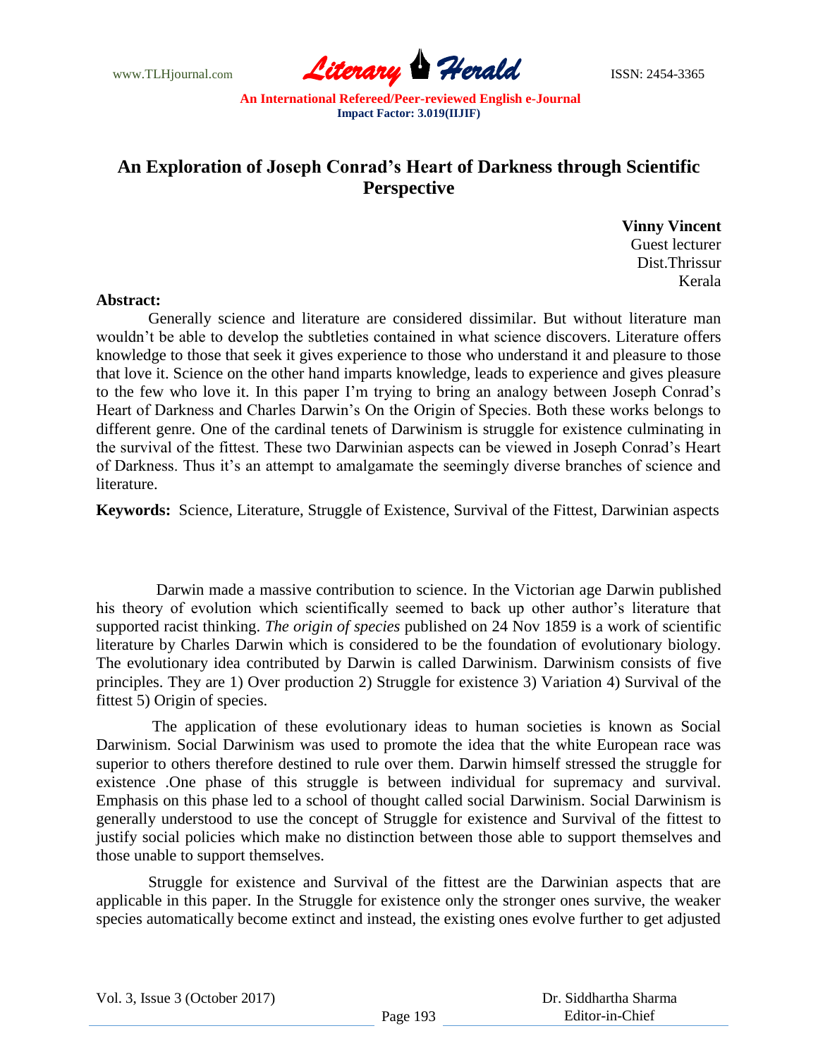# An Exploration of Joseph Conrad's Heart of Darkness through Scientific Perspective

**Vinny Vincent**
Guest lecturer
Dist.Thrissur
Kerala

**Abstract:**

Generally science and literature are considered dissimilar. But without literature man wouldn't be able to develop the subtleties contained in what science discovers. Literature offers knowledge to those that seek it gives experience to those who understand it and pleasure to those that love it. Science on the other hand imparts knowledge, leads to experience and gives pleasure to the few who love it. In this paper I'm trying to bring an analogy between Joseph Conrad's Heart of Darkness and Charles Darwin's On the Origin of Species. Both these works belongs to different genre. One of the cardinal tenets of Darwinism is struggle for existence culminating in the survival of the fittest. These two Darwinian aspects can be viewed in Joseph Conrad's Heart of Darkness. Thus it's an attempt to amalgamate the seemingly diverse branches of science and literature.

**Keywords:** Science, Literature, Struggle of Existence, Survival of the Fittest, Darwinian aspects

Darwin made a massive contribution to science. In the Victorian age Darwin published his theory of evolution which scientifically seemed to back up other author's literature that supported racist thinking. *The origin of species* published on 24 Nov 1859 is a work of scientific literature by Charles Darwin which is considered to be the foundation of evolutionary biology. The evolutionary idea contributed by Darwin is called Darwinism. Darwinism consists of five principles. They are 1) Over production 2) Struggle for existence 3) Variation 4) Survival of the fittest 5) Origin of species.

The application of these evolutionary ideas to human societies is known as Social Darwinism. Social Darwinism was used to promote the idea that the white European race was superior to others therefore destined to rule over them. Darwin himself stressed the struggle for existence .One phase of this struggle is between individual for supremacy and survival. Emphasis on this phase led to a school of thought called social Darwinism. Social Darwinism is generally understood to use the concept of Struggle for existence and Survival of the fittest to justify social policies which make no distinction between those able to support themselves and those unable to support themselves.

Struggle for existence and Survival of the fittest are the Darwinian aspects that are applicable in this paper. In the Struggle for existence only the stronger ones survive, the weaker species automatically become extinct and instead, the existing ones evolve further to get adjusted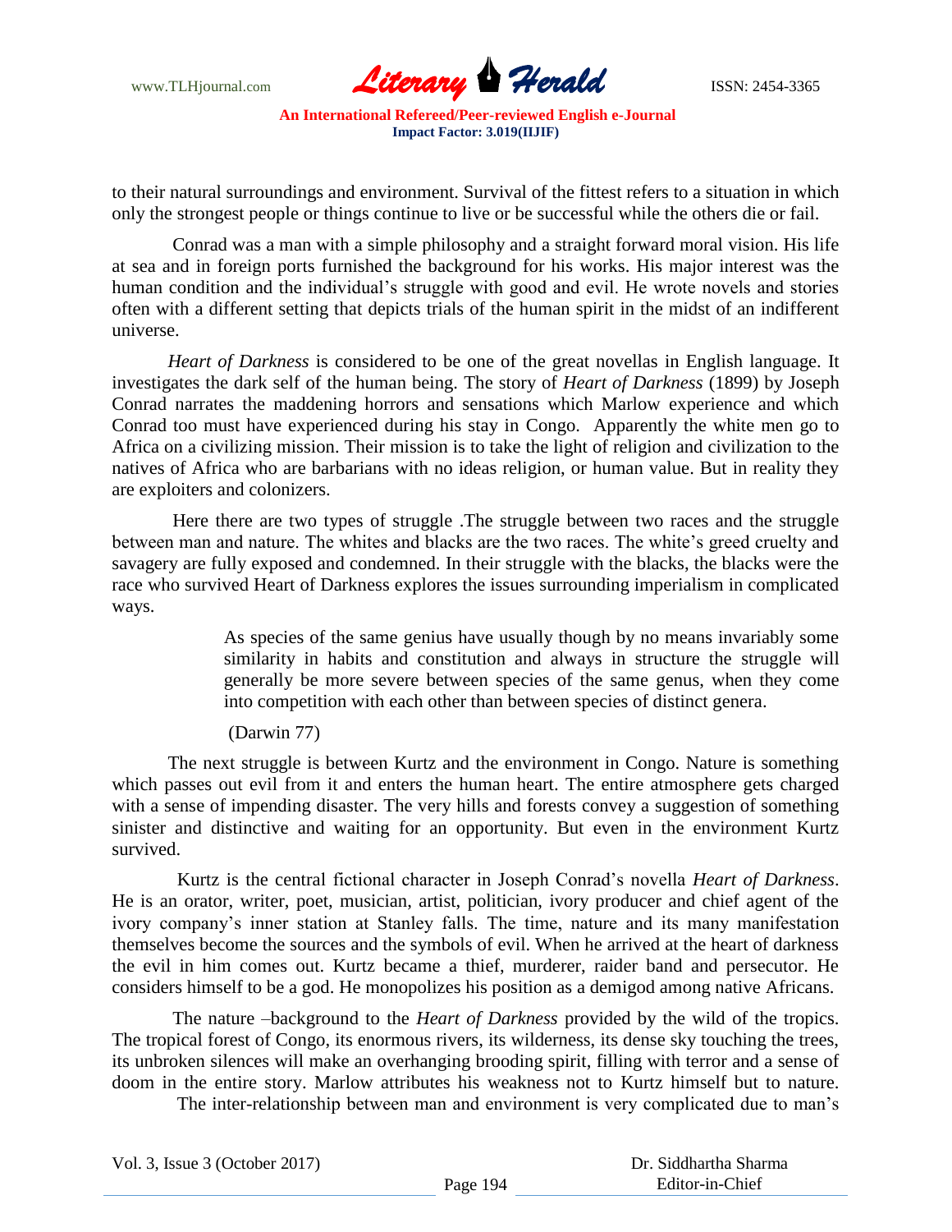to their natural surroundings and environment. Survival of the fittest refers to a situation in which only the strongest people or things continue to live or be successful while the others die or fail.

Conrad was a man with a simple philosophy and a straight forward moral vision. His life at sea and in foreign ports furnished the background for his works. His major interest was the human condition and the individual's struggle with good and evil. He wrote novels and stories often with a different setting that depicts trials of the human spirit in the midst of an indifferent universe.

*Heart of Darkness* is considered to be one of the great novellas in English language. It investigates the dark self of the human being. The story of *Heart of Darkness* (1899) by Joseph Conrad narrates the maddening horrors and sensations which Marlow experience and which Conrad too must have experienced during his stay in Congo. Apparently the white men go to Africa on a civilizing mission. Their mission is to take the light of religion and civilization to the natives of Africa who are barbarians with no ideas religion, or human value. But in reality they are exploiters and colonizers.

Here there are two types of struggle .The struggle between two races and the struggle between man and nature. The whites and blacks are the two races. The white's greed cruelty and savagery are fully exposed and condemned. In their struggle with the blacks, the blacks were the race who survived Heart of Darkness explores the issues surrounding imperialism in complicated ways.

> As species of the same genius have usually though by no means invariably some similarity in habits and constitution and always in structure the struggle will generally be more severe between species of the same genus, when they come into competition with each other than between species of distinct genera.
>
> (Darwin 77)

The next struggle is between Kurtz and the environment in Congo. Nature is something which passes out evil from it and enters the human heart. The entire atmosphere gets charged with a sense of impending disaster. The very hills and forests convey a suggestion of something sinister and distinctive and waiting for an opportunity. But even in the environment Kurtz survived.

Kurtz is the central fictional character in Joseph Conrad's novella *Heart of Darkness*. He is an orator, writer, poet, musician, artist, politician, ivory producer and chief agent of the ivory company's inner station at Stanley falls. The time, nature and its many manifestation themselves become the sources and the symbols of evil. When he arrived at the heart of darkness the evil in him comes out. Kurtz became a thief, murderer, raider band and persecutor. He considers himself to be a god. He monopolizes his position as a demigod among native Africans.

The nature –background to the *Heart of Darkness* provided by the wild of the tropics. The tropical forest of Congo, its enormous rivers, its wilderness, its dense sky touching the trees, its unbroken silences will make an overhanging brooding spirit, filling with terror and a sense of doom in the entire story. Marlow attributes his weakness not to Kurtz himself but to nature.

The inter-relationship between man and environment is very complicated due to man's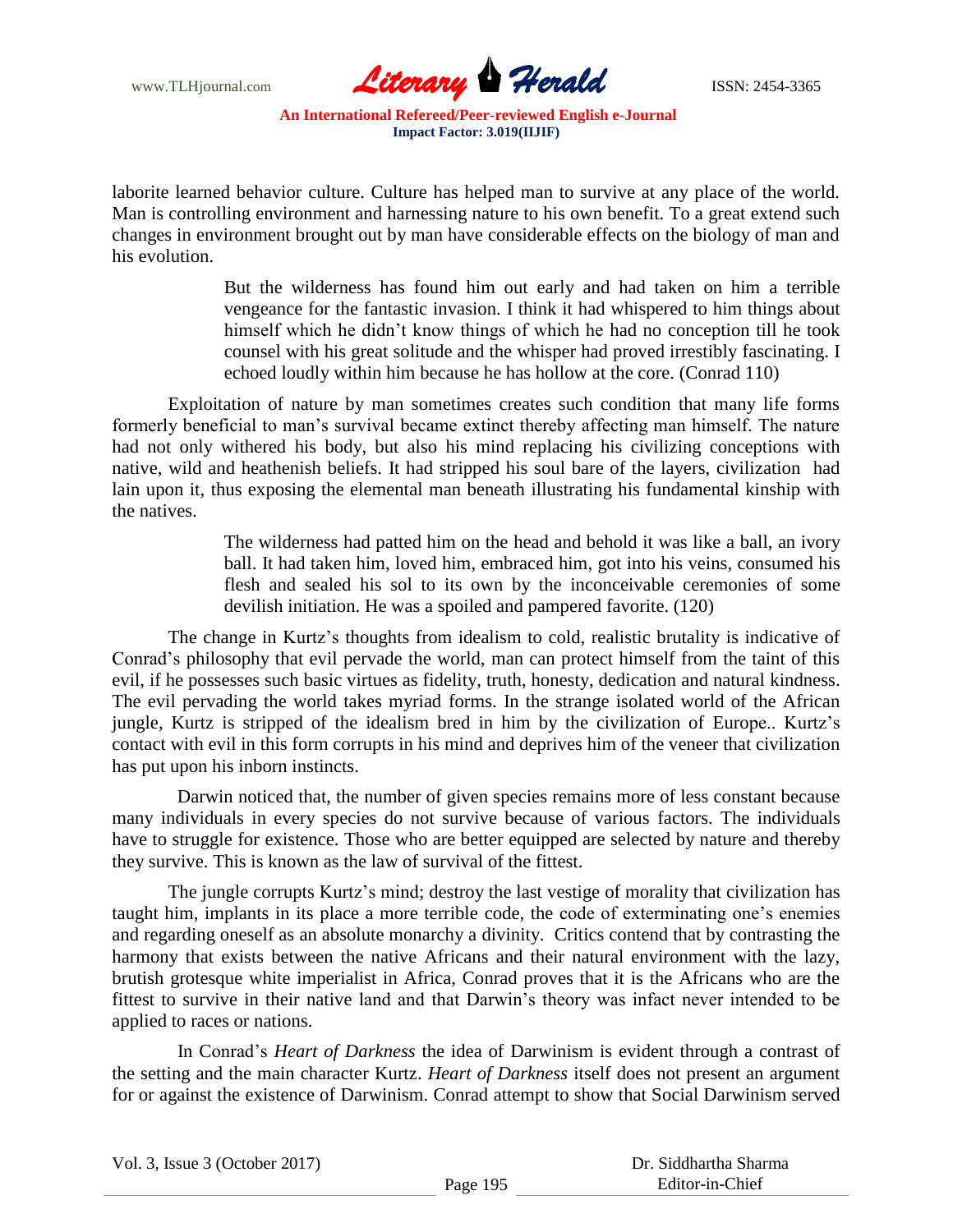laborite learned behavior culture. Culture has helped man to survive at any place of the world. Man is controlling environment and harnessing nature to his own benefit. To a great extend such changes in environment brought out by man have considerable effects on the biology of man and his evolution.

> But the wilderness has found him out early and had taken on him a terrible vengeance for the fantastic invasion. I think it had whispered to him things about himself which he didn't know things of which he had no conception till he took counsel with his great solitude and the whisper had proved irrestibly fascinating. I echoed loudly within him because he has hollow at the core. (Conrad 110)

Exploitation of nature by man sometimes creates such condition that many life forms formerly beneficial to man's survival became extinct thereby affecting man himself. The nature had not only withered his body, but also his mind replacing his civilizing conceptions with native, wild and heathenish beliefs. It had stripped his soul bare of the layers, civilization had lain upon it, thus exposing the elemental man beneath illustrating his fundamental kinship with the natives.

> The wilderness had patted him on the head and behold it was like a ball, an ivory ball. It had taken him, loved him, embraced him, got into his veins, consumed his flesh and sealed his sol to its own by the inconceivable ceremonies of some devilish initiation. He was a spoiled and pampered favorite. (120)

The change in Kurtz's thoughts from idealism to cold, realistic brutality is indicative of Conrad's philosophy that evil pervade the world, man can protect himself from the taint of this evil, if he possesses such basic virtues as fidelity, truth, honesty, dedication and natural kindness. The evil pervading the world takes myriad forms. In the strange isolated world of the African jungle, Kurtz is stripped of the idealism bred in him by the civilization of Europe.. Kurtz's contact with evil in this form corrupts in his mind and deprives him of the veneer that civilization has put upon his inborn instincts.

Darwin noticed that, the number of given species remains more of less constant because many individuals in every species do not survive because of various factors. The individuals have to struggle for existence. Those who are better equipped are selected by nature and thereby they survive. This is known as the law of survival of the fittest.

The jungle corrupts Kurtz's mind; destroy the last vestige of morality that civilization has taught him, implants in its place a more terrible code, the code of exterminating one's enemies and regarding oneself as an absolute monarchy a divinity. Critics contend that by contrasting the harmony that exists between the native Africans and their natural environment with the lazy, brutish grotesque white imperialist in Africa, Conrad proves that it is the Africans who are the fittest to survive in their native land and that Darwin's theory was infact never intended to be applied to races or nations.

In Conrad's *Heart of Darkness* the idea of Darwinism is evident through a contrast of the setting and the main character Kurtz. *Heart of Darkness* itself does not present an argument for or against the existence of Darwinism. Conrad attempt to show that Social Darwinism served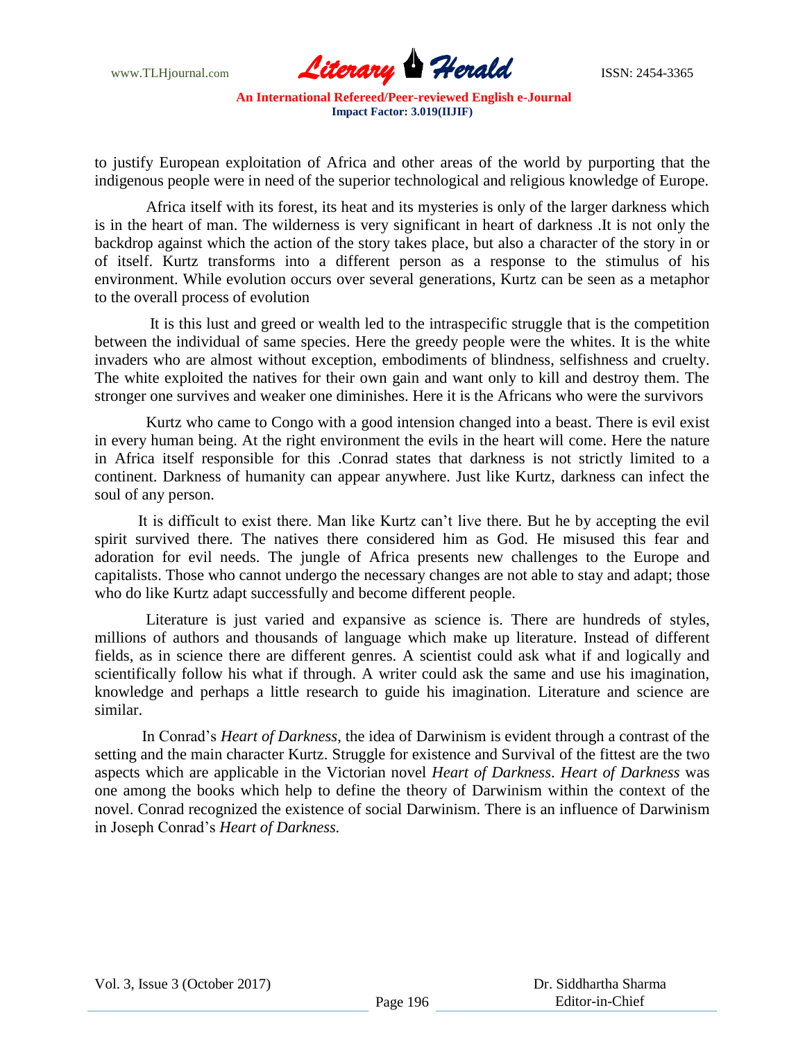to justify European exploitation of Africa and other areas of the world by purporting that the indigenous people were in need of the superior technological and religious knowledge of Europe.

Africa itself with its forest, its heat and its mysteries is only of the larger darkness which is in the heart of man. The wilderness is very significant in heart of darkness .It is not only the backdrop against which the action of the story takes place, but also a character of the story in or of itself. Kurtz transforms into a different person as a response to the stimulus of his environment. While evolution occurs over several generations, Kurtz can be seen as a metaphor to the overall process of evolution

It is this lust and greed or wealth led to the intraspecific struggle that is the competition between the individual of same species. Here the greedy people were the whites. It is the white invaders who are almost without exception, embodiments of blindness, selfishness and cruelty. The white exploited the natives for their own gain and want only to kill and destroy them. The stronger one survives and weaker one diminishes. Here it is the Africans who were the survivors

Kurtz who came to Congo with a good intension changed into a beast. There is evil exist in every human being. At the right environment the evils in the heart will come. Here the nature in Africa itself responsible for this .Conrad states that darkness is not strictly limited to a continent. Darkness of humanity can appear anywhere. Just like Kurtz, darkness can infect the soul of any person.

It is difficult to exist there. Man like Kurtz can't live there. But he by accepting the evil spirit survived there. The natives there considered him as God. He misused this fear and adoration for evil needs. The jungle of Africa presents new challenges to the Europe and capitalists. Those who cannot undergo the necessary changes are not able to stay and adapt; those who do like Kurtz adapt successfully and become different people.

Literature is just varied and expansive as science is. There are hundreds of styles, millions of authors and thousands of language which make up literature. Instead of different fields, as in science there are different genres. A scientist could ask what if and logically and scientifically follow his what if through. A writer could ask the same and use his imagination, knowledge and perhaps a little research to guide his imagination. Literature and science are similar.

In Conrad's *Heart of Darkness*, the idea of Darwinism is evident through a contrast of the setting and the main character Kurtz. Struggle for existence and Survival of the fittest are the two aspects which are applicable in the Victorian novel *Heart of Darkness*. *Heart of Darkness* was one among the books which help to define the theory of Darwinism within the context of the novel. Conrad recognized the existence of social Darwinism. There is an influence of Darwinism in Joseph Conrad's *Heart of Darkness.*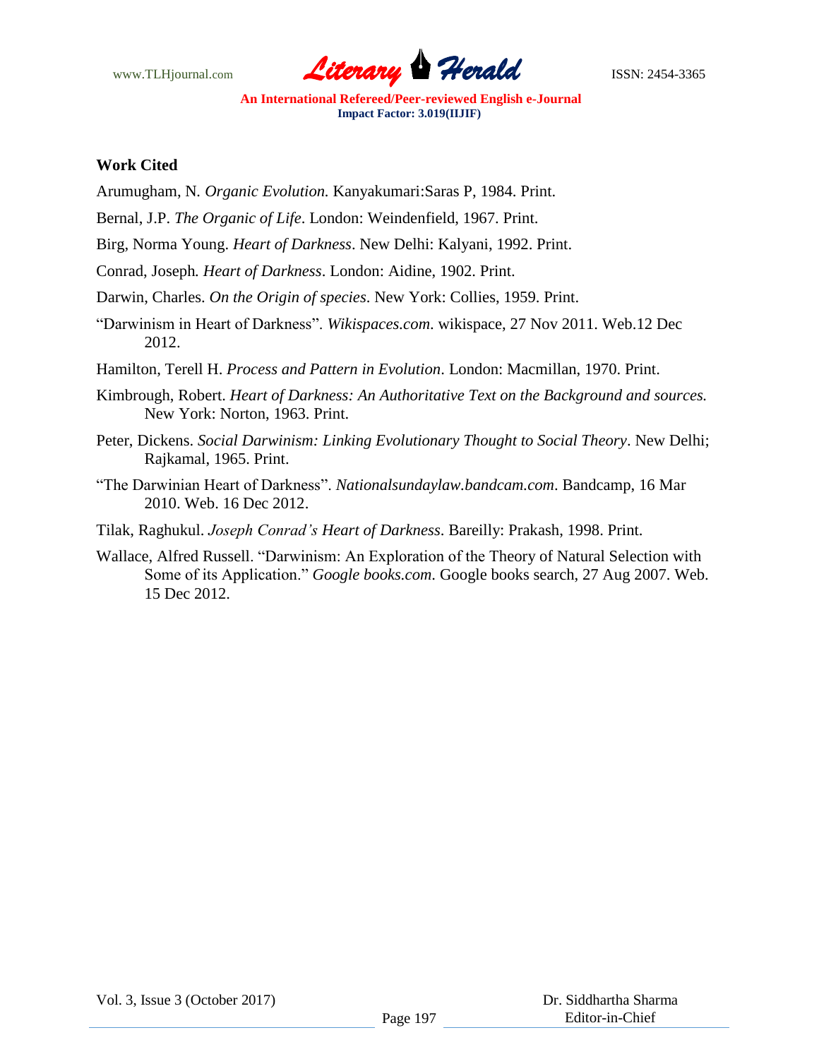## Work Cited

Arumugham, N. *Organic Evolution.* Kanyakumari:Saras P, 1984. Print.

Bernal, J.P. *The Organic of Life*. London: Weindenfield, 1967. Print.

Birg, Norma Young. *Heart of Darkness*. New Delhi: Kalyani, 1992. Print.

Conrad, Joseph. *Heart of Darkness*. London: Aidine, 1902. Print.

Darwin, Charles. *On the Origin of species*. New York: Collies, 1959. Print.

"Darwinism in Heart of Darkness". *Wikispaces.com*. wikispace, 27 Nov 2011. Web.12 Dec 2012.

Hamilton, Terell H. *Process and Pattern in Evolution*. London: Macmillan, 1970. Print.

Kimbrough, Robert. *Heart of Darkness: An Authoritative Text on the Background and sources.* New York: Norton, 1963. Print.

Peter, Dickens. *Social Darwinism: Linking Evolutionary Thought to Social Theory*. New Delhi; Rajkamal, 1965. Print.

"The Darwinian Heart of Darkness". *Nationalsundaylaw.bandcam.com*. Bandcamp, 16 Mar 2010. Web. 16 Dec 2012.

Tilak, Raghukul. *Joseph Conrad's Heart of Darkness*. Bareilly: Prakash, 1998. Print.

Wallace, Alfred Russell. "Darwinism: An Exploration of the Theory of Natural Selection with Some of its Application." *Google books.com*. Google books search, 27 Aug 2007. Web. 15 Dec 2012.